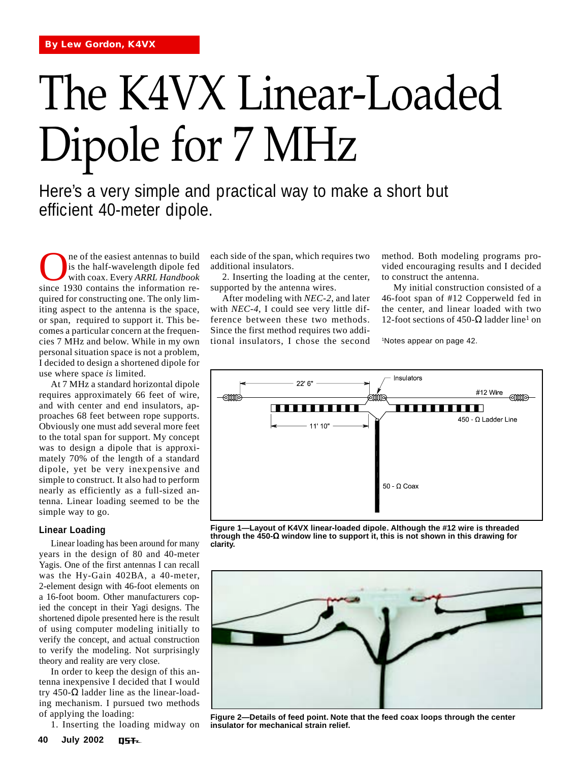By Lew Gordon, K4VX

# The K4VX Linear-Loaded Dipole for 7 MHz

Here's a very simple and practical way to make a short but efficient 40-meter dipole.

One of the easiest antennas to build is the half-wavelength dipole fed with coax. Every *ARRL Handbook* since 1930 contains the information required for constructing one. The only limiting aspect to the antenna is the space, or span, required to support it. This becomes a particular concern at the frequencies 7 MHz and below. While in my own personal situation space is not a problem, I decided to design a shortened dipole for use where space *is* limited.

At 7 MHz a standard horizontal dipole requires approximately 66 feet of wire, and with center and end insulators, approaches 68 feet between rope supports. Obviously one must add several more feet to the total span for support. My concept was to design a dipole that is approximately 70% of the length of a standard dipole, yet be very inexpensive and simple to construct. It also had to perform nearly as efficiently as a full-sized antenna. Linear loading seemed to be the simple way to go.

## Linear Loading

Linear loading has been around for many years in the design of 80 and 40-meter Yagis. One of the first antennas I can recall was the Hy-Gain 402BA, a 40-meter, 2-element design with 46-foot elements on a 16-foot boom. Other manufacturers copied the concept in their Yagi designs. The shortened dipole presented here is the result of using computer modeling initially to verify the concept, and actual construction to verify the modeling. Not surprisingly theory and reality are very close.

In order to keep the design of this antenna inexpensive I decided that I would try 450-Ω ladder line as the linear-loading mechanism. I pursued two methods of applying the loading:

1. Inserting the loading midway on each side of the span, which requires two additional insulators.
2. Inserting the loading at the center, supported by the antenna wires.

After modeling with *NEC-2*, and later with *NEC-4*, I could see very little difference between these two methods. Since the first method requires two additional insulators, I chose the second method. Both modeling programs provided encouraging results and I decided to construct the antenna.

My initial construction consisted of a 46-foot span of #12 Copperweld fed in the center, and linear loaded with two 12-foot sections of 450-Ω ladder line[1] on

[1]Notes appear on page 42.

Figure 1—Layout of K4VX linear-loaded dipole. Although the #12 wire is threaded through the 450-Ω window line to support it, this is not shown in this drawing for clarity.

Figure 2—Details of feed point. Note that the feed coax loops through the center insulator for mechanical strain relief.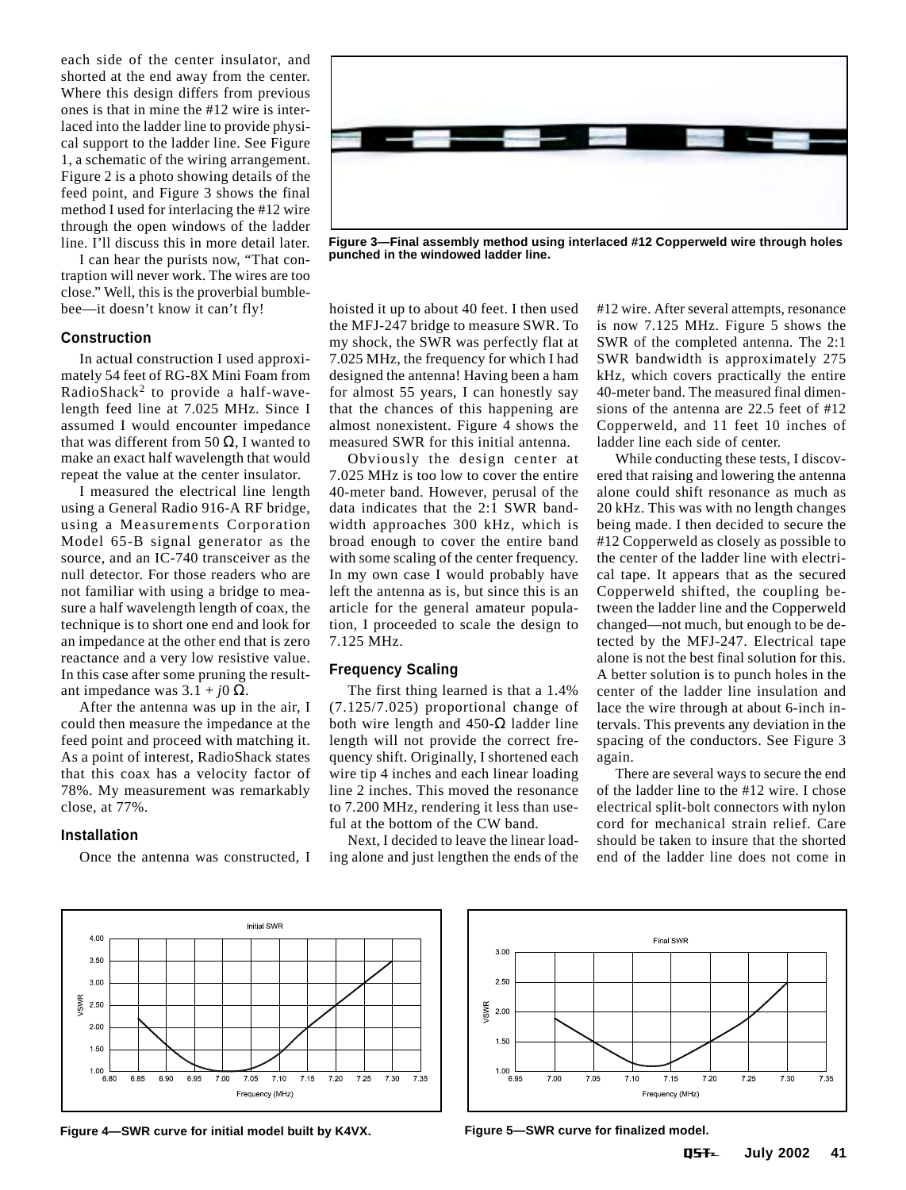each side of the center insulator, and shorted at the end away from the center. Where this design differs from previous ones is that in mine the #12 wire is interlaced into the ladder line to provide physical support to the ladder line. See Figure 1, a schematic of the wiring arrangement. Figure 2 is a photo showing details of the feed point, and Figure 3 shows the final method I used for interlacing the #12 wire through the open windows of the ladder line. I'll discuss this in more detail later.

I can hear the purists now, "That contraption will never work. The wires are too close." Well, this is the proverbial bumblebee—it doesn't know it can't fly!

Figure 3—Final assembly method using interlaced #12 Copperweld wire through holes punched in the windowed ladder line.

### Construction

In actual construction I used approximately 54 feet of RG-8X Mini Foam from RadioShack[2] to provide a half-wavelength feed line at 7.025 MHz. Since I assumed I would encounter impedance that was different from 50 Ω, I wanted to make an exact half wavelength that would repeat the value at the center insulator.

I measured the electrical line length using a General Radio 916-A RF bridge, using a Measurements Corporation Model 65-B signal generator as the source, and an IC-740 transceiver as the null detector. For those readers who are not familiar with using a bridge to measure a half wavelength length of coax, the technique is to short one end and look for an impedance at the other end that is zero reactance and a very low resistive value. In this case after some pruning the resultant impedance was $3.1 + j0\ \Omega$.

After the antenna was up in the air, I could then measure the impedance at the feed point and proceed with matching it. As a point of interest, RadioShack states that this coax has a velocity factor of 78%. My measurement was remarkably close, at 77%.

### Installation

Once the antenna was constructed, I hoisted it up to about 40 feet. I then used the MFJ-247 bridge to measure SWR. To my shock, the SWR was perfectly flat at 7.025 MHz, the frequency for which I had designed the antenna! Having been a ham for almost 55 years, I can honestly say that the chances of this happening are almost nonexistent. Figure 4 shows the measured SWR for this initial antenna.

Obviously the design center at 7.025 MHz is too low to cover the entire 40-meter band. However, perusal of the data indicates that the 2:1 SWR bandwidth approaches 300 kHz, which is broad enough to cover the entire band with some scaling of the center frequency. In my own case I would probably have left the antenna as is, but since this is an article for the general amateur population, I proceeded to scale the design to 7.125 MHz.

### Frequency Scaling

The first thing learned is that a 1.4% (7.125/7.025) proportional change of both wire length and 450-Ω ladder line length will not provide the correct frequency shift. Originally, I shortened each wire tip 4 inches and each linear loading line 2 inches. This moved the resonance to 7.200 MHz, rendering it less than useful at the bottom of the CW band.

Next, I decided to leave the linear loading alone and just lengthen the ends of the #12 wire. After several attempts, resonance is now 7.125 MHz. Figure 5 shows the SWR of the completed antenna. The 2:1 SWR bandwidth is approximately 275 kHz, which covers practically the entire 40-meter band. The measured final dimensions of the antenna are 22.5 feet of #12 Copperweld, and 11 feet 10 inches of ladder line each side of center.

While conducting these tests, I discovered that raising and lowering the antenna alone could shift resonance as much as 20 kHz. This was with no length changes being made. I then decided to secure the #12 Copperweld as closely as possible to the center of the ladder line with electrical tape. It appears that as the secured Copperweld shifted, the coupling between the ladder line and the Copperweld changed—not much, but enough to be detected by the MFJ-247. Electrical tape alone is not the best final solution for this. A better solution is to punch holes in the center of the ladder line insulation and lace the wire through at about 6-inch intervals. This prevents any deviation in the spacing of the conductors. See Figure 3 again.

There are several ways to secure the end of the ladder line to the #12 wire. I chose electrical split-bolt connectors with nylon cord for mechanical strain relief. Care should be taken to insure that the shorted end of the ladder line does not come in

Figure 4—SWR curve for initial model built by K4VX.

Figure 5—SWR curve for finalized model.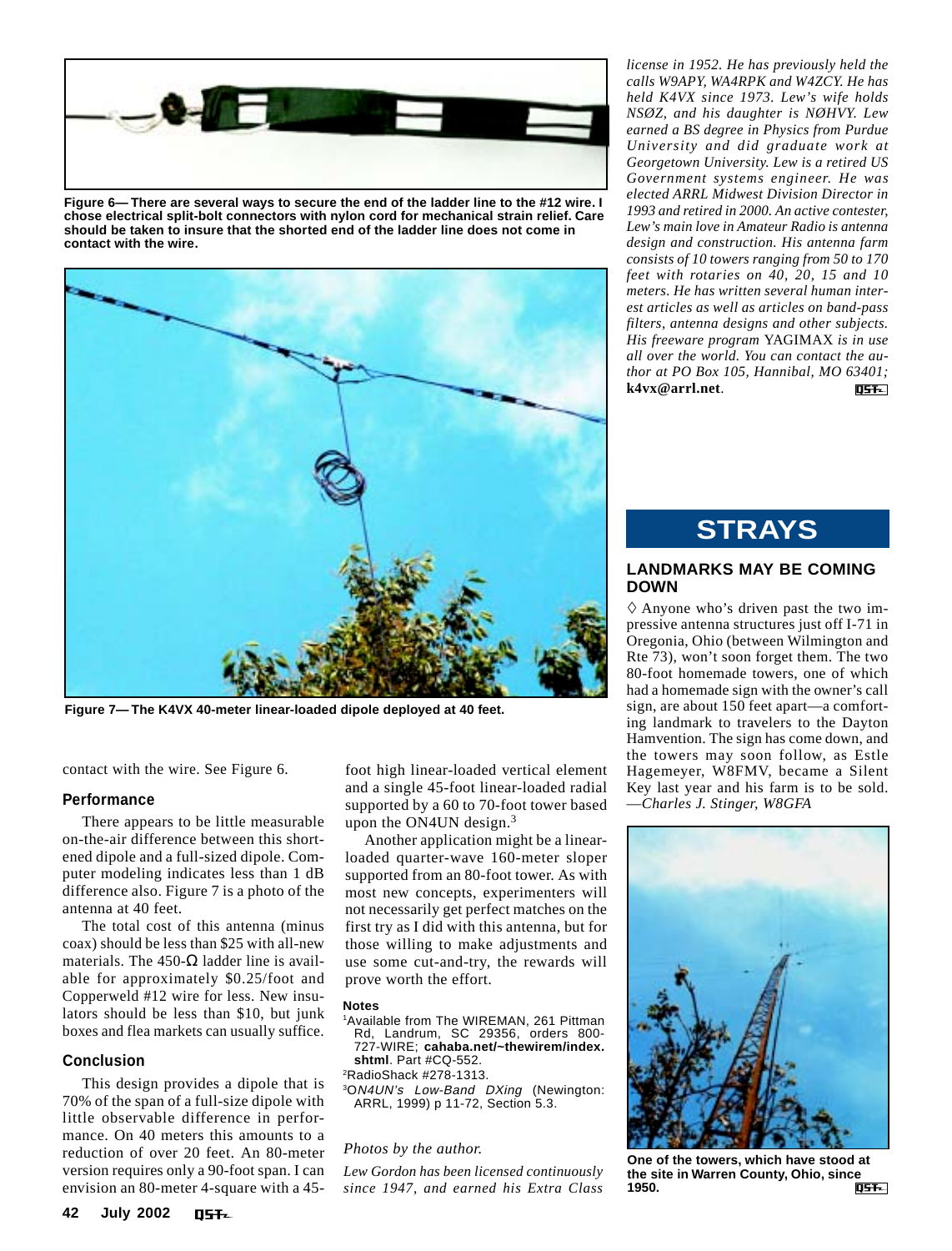Figure 6— There are several ways to secure the end of the ladder line to the #12 wire. I chose electrical split-bolt connectors with nylon cord for mechanical strain relief. Care should be taken to insure that the shorted end of the ladder line does not come in contact with the wire.

Figure 7— The K4VX 40-meter linear-loaded dipole deployed at 40 feet.

contact with the wire. See Figure 6.

### Performance

There appears to be little measurable on-the-air difference between this shortened dipole and a full-sized dipole. Computer modeling indicates less than 1 dB difference also. Figure 7 is a photo of the antenna at 40 feet.

The total cost of this antenna (minus coax) should be less than $25 with all-new materials. The 450-Ω ladder line is available for approximately $0.25/foot and Copperweld #12 wire for less. New insulators should be less than $10, but junk boxes and flea markets can usually suffice.

### Conclusion

This design provides a dipole that is 70% of the span of a full-size dipole with little observable difference in performance. On 40 meters this amounts to a reduction of over 20 feet. An 80-meter version requires only a 90-foot span. I can envision an 80-meter 4-square with a 45-foot high linear-loaded vertical element and a single 45-foot linear-loaded radial supported by a 60 to 70-foot tower based upon the ON4UN design.[3]

Another application might be a linear-loaded quarter-wave 160-meter sloper supported from an 80-foot tower. As with most new concepts, experimenters will not necessarily get perfect matches on the first try as I did with this antenna, but for those willing to make adjustments and use some cut-and-try, the rewards will prove worth the effort.

#### Notes

[1]Available from The WIREMAN, 261 Pittman Rd, Landrum, SC 29356, orders 800-727-WIRE; **cahaba.net/~thewirem/index.shtml**. Part #CQ-552.

[2]RadioShack #278-1313.

[3]*ON4UN's Low-Band DXing* (Newington: ARRL, 1999) p 11-72, Section 5.3.

*Photos by the author.*

*Lew Gordon has been licensed continuously since 1947, and earned his Extra Class license in 1952. He has previously held the calls W9APY, WA4RPK and W4ZCY. He has held K4VX since 1973. Lew's wife holds NSØZ, and his daughter is NØHVY. Lew earned a BS degree in Physics from Purdue University and did graduate work at Georgetown University. Lew is a retired US Government systems engineer. He was elected ARRL Midwest Division Director in 1993 and retired in 2000. An active contester, Lew's main love in Amateur Radio is antenna design and construction. His antenna farm consists of 10 towers ranging from 50 to 170 feet with rotaries on 40, 20, 15 and 10 meters. He has written several human interest articles as well as articles on band-pass filters, antenna designs and other subjects. His freeware program* YAGIMAX *is in use all over the world. You can contact the author at PO Box 105, Hannibal, MO 63401;* **k4vx@arrl.net**.

## STRAYS

### LANDMARKS MAY BE COMING DOWN

◊ Anyone who's driven past the two impressive antenna structures just off I-71 in Oregonia, Ohio (between Wilmington and Rte 73), won't soon forget them. The two 80-foot homemade towers, one of which had a homemade sign with the owner's call sign, are about 150 feet apart—a comforting landmark to travelers to the Dayton Hamvention. The sign has come down, and the towers may soon follow, as Estle Hagemeyer, W8FMV, became a Silent Key last year and his farm is to be sold. —*Charles J. Stinger, W8GFA*

One of the towers, which have stood at the site in Warren County, Ohio, since 1950.